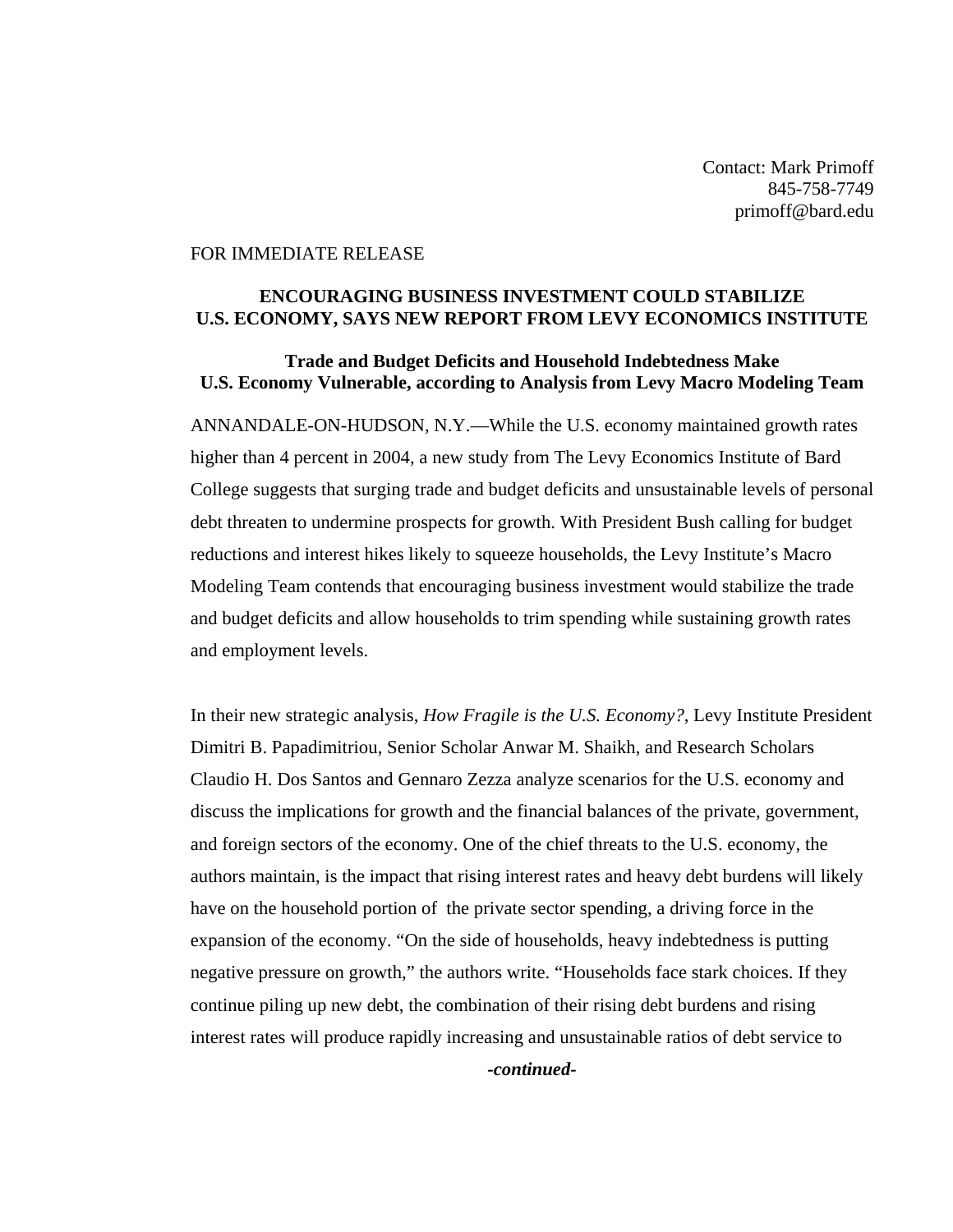Contact: Mark Primoff
845-758-7749
primoff@bard.edu

FOR IMMEDIATE RELEASE

**ENCOURAGING BUSINESS INVESTMENT COULD STABILIZE U.S. ECONOMY, SAYS NEW REPORT FROM LEVY ECONOMICS INSTITUTE**

**Trade and Budget Deficits and Household Indebtedness Make U.S. Economy Vulnerable, according to Analysis from Levy Macro Modeling Team**

ANNANDALE-ON-HUDSON, N.Y.—While the U.S. economy maintained growth rates higher than 4 percent in 2004, a new study from The Levy Economics Institute of Bard College suggests that surging trade and budget deficits and unsustainable levels of personal debt threaten to undermine prospects for growth. With President Bush calling for budget reductions and interest hikes likely to squeeze households, the Levy Institute's Macro Modeling Team contends that encouraging business investment would stabilize the trade and budget deficits and allow households to trim spending while sustaining growth rates and employment levels.

In their new strategic analysis, *How Fragile is the U.S. Economy?*, Levy Institute President Dimitri B. Papadimitriou, Senior Scholar Anwar M. Shaikh, and Research Scholars Claudio H. Dos Santos and Gennaro Zezza analyze scenarios for the U.S. economy and discuss the implications for growth and the financial balances of the private, government, and foreign sectors of the economy. One of the chief threats to the U.S. economy, the authors maintain, is the impact that rising interest rates and heavy debt burdens will likely have on the household portion of the private sector spending, a driving force in the expansion of the economy. "On the side of households, heavy indebtedness is putting negative pressure on growth," the authors write. "Households face stark choices. If they continue piling up new debt, the combination of their rising debt burdens and rising interest rates will produce rapidly increasing and unsustainable ratios of debt service to

***-continued-***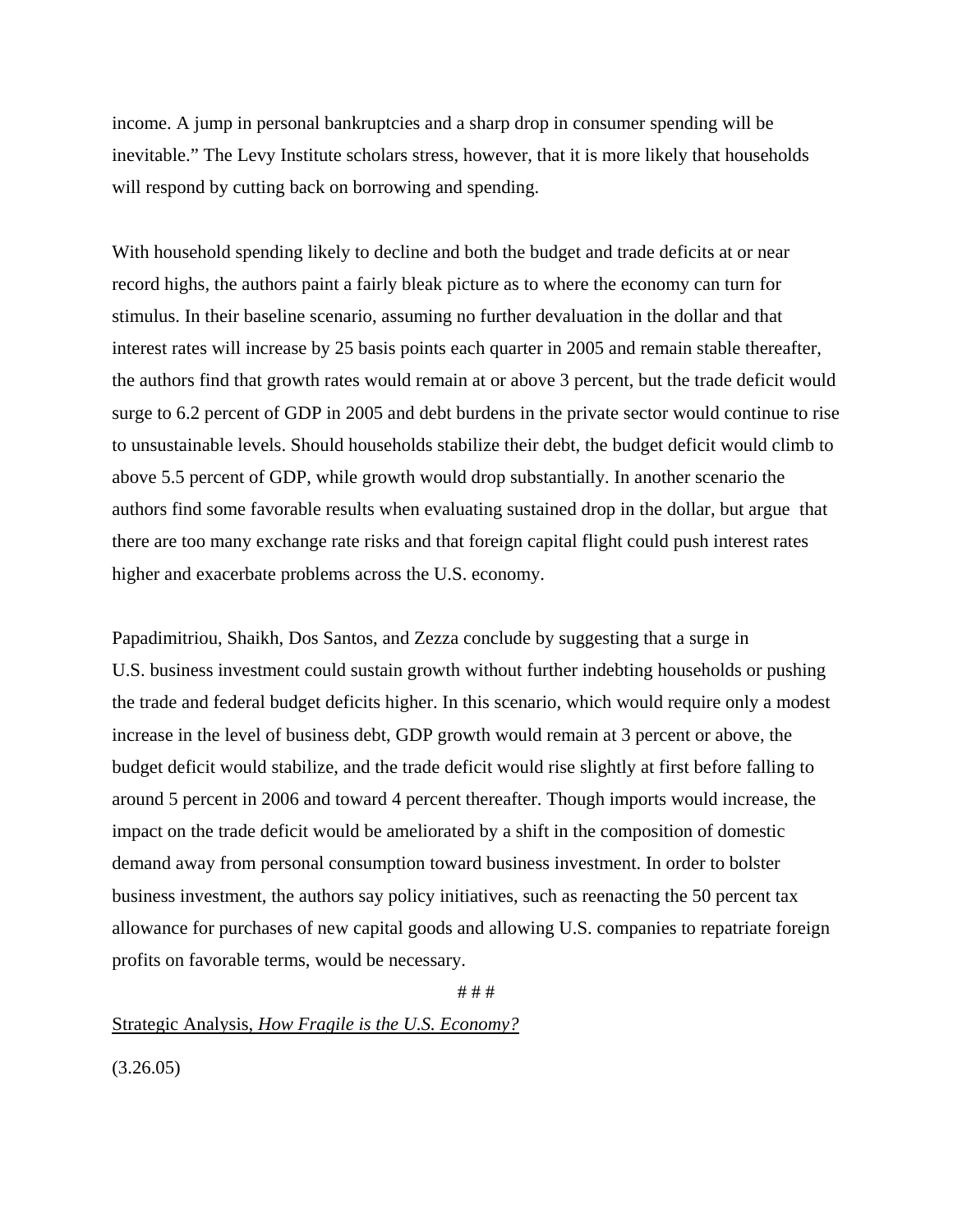income. A jump in personal bankruptcies and a sharp drop in consumer spending will be inevitable." The Levy Institute scholars stress, however, that it is more likely that households will respond by cutting back on borrowing and spending.

With household spending likely to decline and both the budget and trade deficits at or near record highs, the authors paint a fairly bleak picture as to where the economy can turn for stimulus. In their baseline scenario, assuming no further devaluation in the dollar and that interest rates will increase by 25 basis points each quarter in 2005 and remain stable thereafter, the authors find that growth rates would remain at or above 3 percent, but the trade deficit would surge to 6.2 percent of GDP in 2005 and debt burdens in the private sector would continue to rise to unsustainable levels. Should households stabilize their debt, the budget deficit would climb to above 5.5 percent of GDP, while growth would drop substantially. In another scenario the authors find some favorable results when evaluating sustained drop in the dollar, but argue that there are too many exchange rate risks and that foreign capital flight could push interest rates higher and exacerbate problems across the U.S. economy.

Papadimitriou, Shaikh, Dos Santos, and Zezza conclude by suggesting that a surge in U.S. business investment could sustain growth without further indebting households or pushing the trade and federal budget deficits higher. In this scenario, which would require only a modest increase in the level of business debt, GDP growth would remain at 3 percent or above, the budget deficit would stabilize, and the trade deficit would rise slightly at first before falling to around 5 percent in 2006 and toward 4 percent thereafter. Though imports would increase, the impact on the trade deficit would be ameliorated by a shift in the composition of domestic demand away from personal consumption toward business investment. In order to bolster business investment, the authors say policy initiatives, such as reenacting the 50 percent tax allowance for purchases of new capital goods and allowing U.S. companies to repatriate foreign profits on favorable terms, would be necessary.

# # #

Strategic Analysis, *How Fragile is the U.S. Economy?*

(3.26.05)